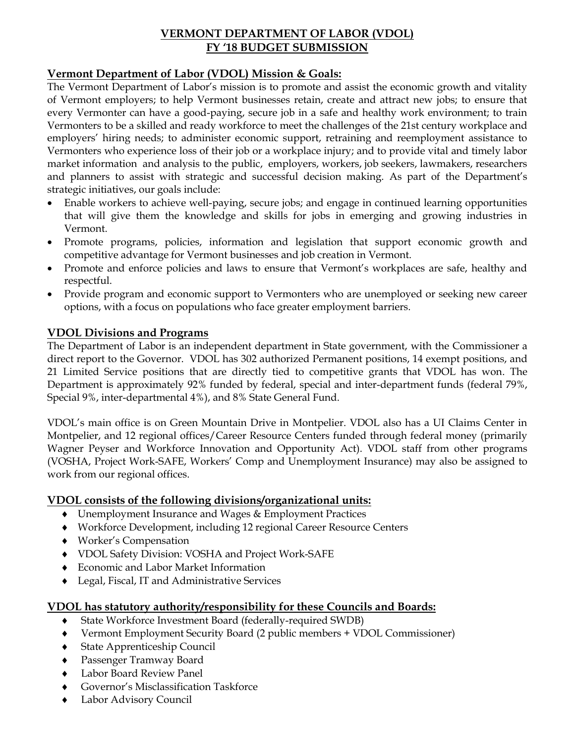# VERMONT DEPARTMENT OF LABOR (VDOL)
# FY '18 BUDGET SUBMISSION

## Vermont Department of Labor (VDOL) Mission & Goals:

The Vermont Department of Labor's mission is to promote and assist the economic growth and vitality of Vermont employers; to help Vermont businesses retain, create and attract new jobs; to ensure that every Vermonter can have a good-paying, secure job in a safe and healthy work environment; to train Vermonters to be a skilled and ready workforce to meet the challenges of the 21st century workplace and employers' hiring needs; to administer economic support, retraining and reemployment assistance to Vermonters who experience loss of their job or a workplace injury; and to provide vital and timely labor market information and analysis to the public, employers, workers, job seekers, lawmakers, researchers and planners to assist with strategic and successful decision making. As part of the Department's strategic initiatives, our goals include:

- Enable workers to achieve well-paying, secure jobs; and engage in continued learning opportunities that will give them the knowledge and skills for jobs in emerging and growing industries in Vermont.
- Promote programs, policies, information and legislation that support economic growth and competitive advantage for Vermont businesses and job creation in Vermont.
- Promote and enforce policies and laws to ensure that Vermont's workplaces are safe, healthy and respectful.
- Provide program and economic support to Vermonters who are unemployed or seeking new career options, with a focus on populations who face greater employment barriers.

## VDOL Divisions and Programs

The Department of Labor is an independent department in State government, with the Commissioner a direct report to the Governor. VDOL has 302 authorized Permanent positions, 14 exempt positions, and 21 Limited Service positions that are directly tied to competitive grants that VDOL has won. The Department is approximately 92% funded by federal, special and inter-department funds (federal 79%, Special 9%, inter-departmental 4%), and 8% State General Fund.

VDOL's main office is on Green Mountain Drive in Montpelier. VDOL also has a UI Claims Center in Montpelier, and 12 regional offices/Career Resource Centers funded through federal money (primarily Wagner Peyser and Workforce Innovation and Opportunity Act). VDOL staff from other programs (VOSHA, Project Work-SAFE, Workers' Comp and Unemployment Insurance) may also be assigned to work from our regional offices.

## VDOL consists of the following divisions/organizational units:

- Unemployment Insurance and Wages & Employment Practices
- Workforce Development, including 12 regional Career Resource Centers
- Worker's Compensation
- VDOL Safety Division: VOSHA and Project Work-SAFE
- Economic and Labor Market Information
- Legal, Fiscal, IT and Administrative Services

## VDOL has statutory authority/responsibility for these Councils and Boards:

- State Workforce Investment Board (federally-required SWDB)
- Vermont Employment Security Board (2 public members + VDOL Commissioner)
- State Apprenticeship Council
- Passenger Tramway Board
- Labor Board Review Panel
- Governor's Misclassification Taskforce
- Labor Advisory Council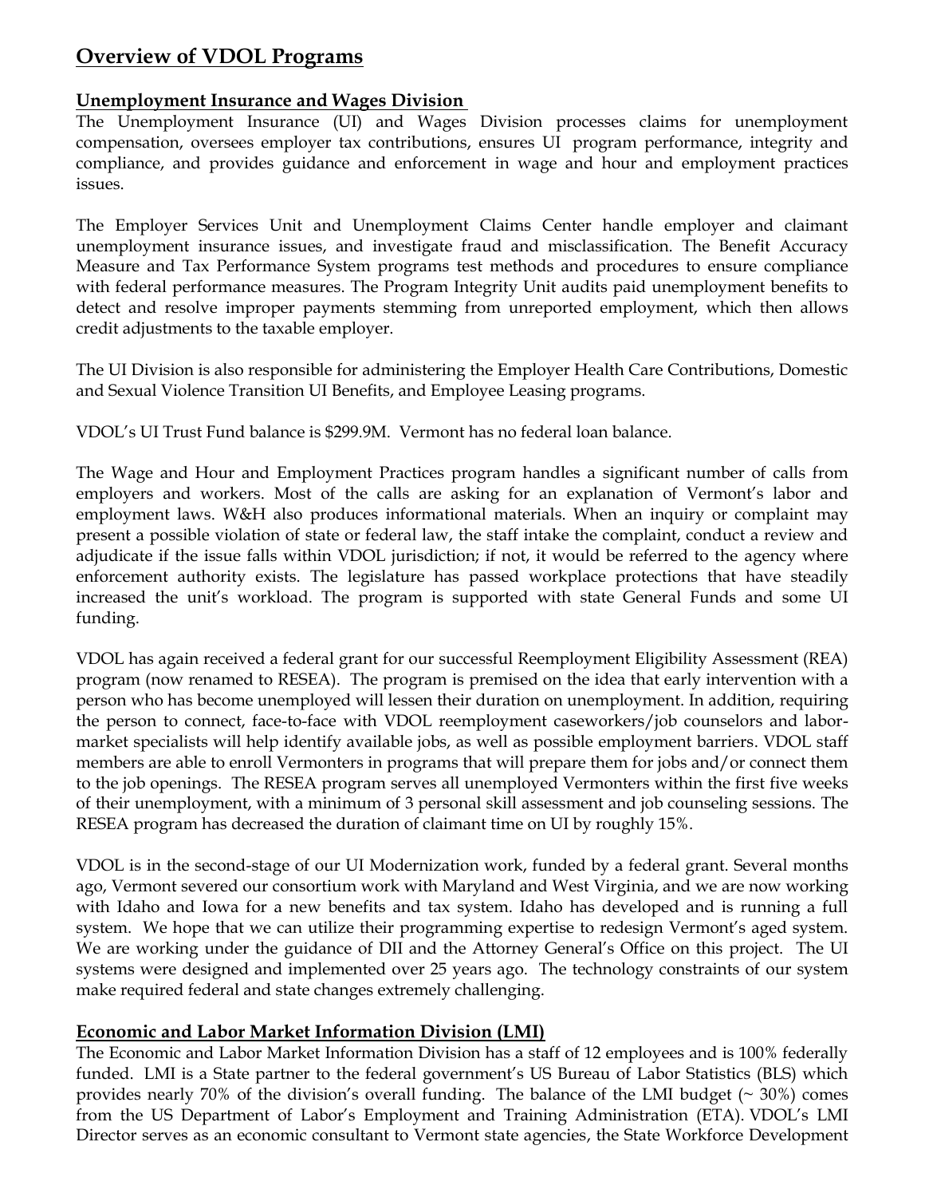## Overview of VDOL Programs

### Unemployment Insurance and Wages Division

The Unemployment Insurance (UI) and Wages Division processes claims for unemployment compensation, oversees employer tax contributions, ensures UI program performance, integrity and compliance, and provides guidance and enforcement in wage and hour and employment practices issues.

The Employer Services Unit and Unemployment Claims Center handle employer and claimant unemployment insurance issues, and investigate fraud and misclassification. The Benefit Accuracy Measure and Tax Performance System programs test methods and procedures to ensure compliance with federal performance measures. The Program Integrity Unit audits paid unemployment benefits to detect and resolve improper payments stemming from unreported employment, which then allows credit adjustments to the taxable employer.

The UI Division is also responsible for administering the Employer Health Care Contributions, Domestic and Sexual Violence Transition UI Benefits, and Employee Leasing programs.

VDOL's UI Trust Fund balance is $299.9M. Vermont has no federal loan balance.

The Wage and Hour and Employment Practices program handles a significant number of calls from employers and workers. Most of the calls are asking for an explanation of Vermont's labor and employment laws. W&H also produces informational materials. When an inquiry or complaint may present a possible violation of state or federal law, the staff intake the complaint, conduct a review and adjudicate if the issue falls within VDOL jurisdiction; if not, it would be referred to the agency where enforcement authority exists. The legislature has passed workplace protections that have steadily increased the unit's workload. The program is supported with state General Funds and some UI funding.

VDOL has again received a federal grant for our successful Reemployment Eligibility Assessment (REA) program (now renamed to RESEA). The program is premised on the idea that early intervention with a person who has become unemployed will lessen their duration on unemployment. In addition, requiring the person to connect, face-to-face with VDOL reemployment caseworkers/job counselors and labor-market specialists will help identify available jobs, as well as possible employment barriers. VDOL staff members are able to enroll Vermonters in programs that will prepare them for jobs and/or connect them to the job openings. The RESEA program serves all unemployed Vermonters within the first five weeks of their unemployment, with a minimum of 3 personal skill assessment and job counseling sessions. The RESEA program has decreased the duration of claimant time on UI by roughly 15%.

VDOL is in the second-stage of our UI Modernization work, funded by a federal grant. Several months ago, Vermont severed our consortium work with Maryland and West Virginia, and we are now working with Idaho and Iowa for a new benefits and tax system. Idaho has developed and is running a full system. We hope that we can utilize their programming expertise to redesign Vermont's aged system. We are working under the guidance of DII and the Attorney General's Office on this project. The UI systems were designed and implemented over 25 years ago. The technology constraints of our system make required federal and state changes extremely challenging.

### Economic and Labor Market Information Division (LMI)

The Economic and Labor Market Information Division has a staff of 12 employees and is 100% federally funded. LMI is a State partner to the federal government's US Bureau of Labor Statistics (BLS) which provides nearly 70% of the division's overall funding. The balance of the LMI budget (~ 30%) comes from the US Department of Labor's Employment and Training Administration (ETA). VDOL's LMI Director serves as an economic consultant to Vermont state agencies, the State Workforce Development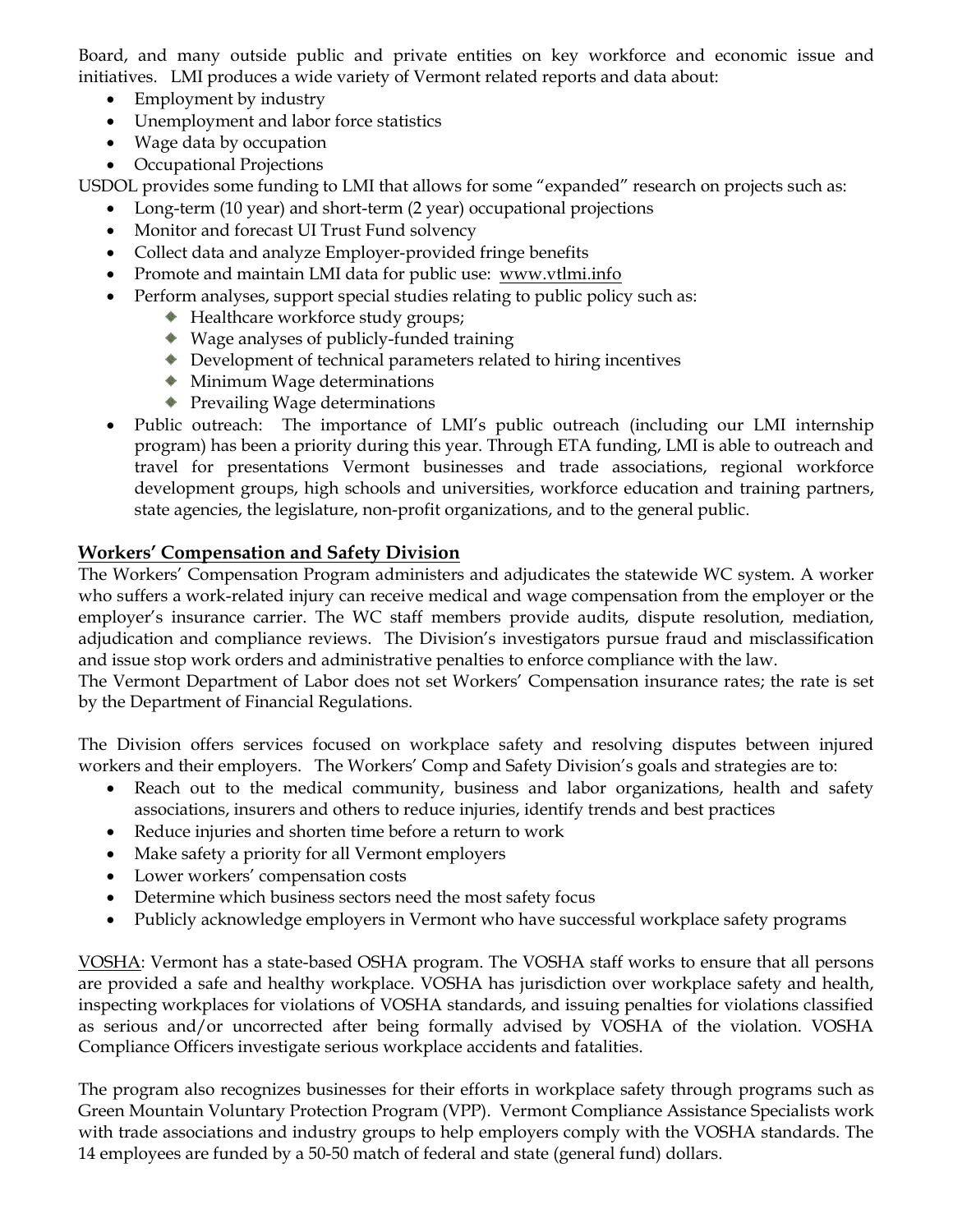Board, and many outside public and private entities on key workforce and economic issue and initiatives. LMI produces a wide variety of Vermont related reports and data about:

- Employment by industry
- Unemployment and labor force statistics
- Wage data by occupation
- Occupational Projections

USDOL provides some funding to LMI that allows for some "expanded" research on projects such as:

- Long-term (10 year) and short-term (2 year) occupational projections
- Monitor and forecast UI Trust Fund solvency
- Collect data and analyze Employer-provided fringe benefits
- Promote and maintain LMI data for public use: www.vtlmi.info
- Perform analyses, support special studies relating to public policy such as:
  - Healthcare workforce study groups;
  - Wage analyses of publicly-funded training
  - Development of technical parameters related to hiring incentives
  - Minimum Wage determinations
  - Prevailing Wage determinations
- Public outreach: The importance of LMI's public outreach (including our LMI internship program) has been a priority during this year. Through ETA funding, LMI is able to outreach and travel for presentations Vermont businesses and trade associations, regional workforce development groups, high schools and universities, workforce education and training partners, state agencies, the legislature, non-profit organizations, and to the general public.

## Workers' Compensation and Safety Division

The Workers' Compensation Program administers and adjudicates the statewide WC system. A worker who suffers a work-related injury can receive medical and wage compensation from the employer or the employer's insurance carrier. The WC staff members provide audits, dispute resolution, mediation, adjudication and compliance reviews. The Division's investigators pursue fraud and misclassification and issue stop work orders and administrative penalties to enforce compliance with the law.
The Vermont Department of Labor does not set Workers' Compensation insurance rates; the rate is set by the Department of Financial Regulations.

The Division offers services focused on workplace safety and resolving disputes between injured workers and their employers. The Workers' Comp and Safety Division's goals and strategies are to:

- Reach out to the medical community, business and labor organizations, health and safety associations, insurers and others to reduce injuries, identify trends and best practices
- Reduce injuries and shorten time before a return to work
- Make safety a priority for all Vermont employers
- Lower workers' compensation costs
- Determine which business sectors need the most safety focus
- Publicly acknowledge employers in Vermont who have successful workplace safety programs

VOSHA: Vermont has a state-based OSHA program. The VOSHA staff works to ensure that all persons are provided a safe and healthy workplace. VOSHA has jurisdiction over workplace safety and health, inspecting workplaces for violations of VOSHA standards, and issuing penalties for violations classified as serious and/or uncorrected after being formally advised by VOSHA of the violation. VOSHA Compliance Officers investigate serious workplace accidents and fatalities.

The program also recognizes businesses for their efforts in workplace safety through programs such as Green Mountain Voluntary Protection Program (VPP). Vermont Compliance Assistance Specialists work with trade associations and industry groups to help employers comply with the VOSHA standards. The 14 employees are funded by a 50-50 match of federal and state (general fund) dollars.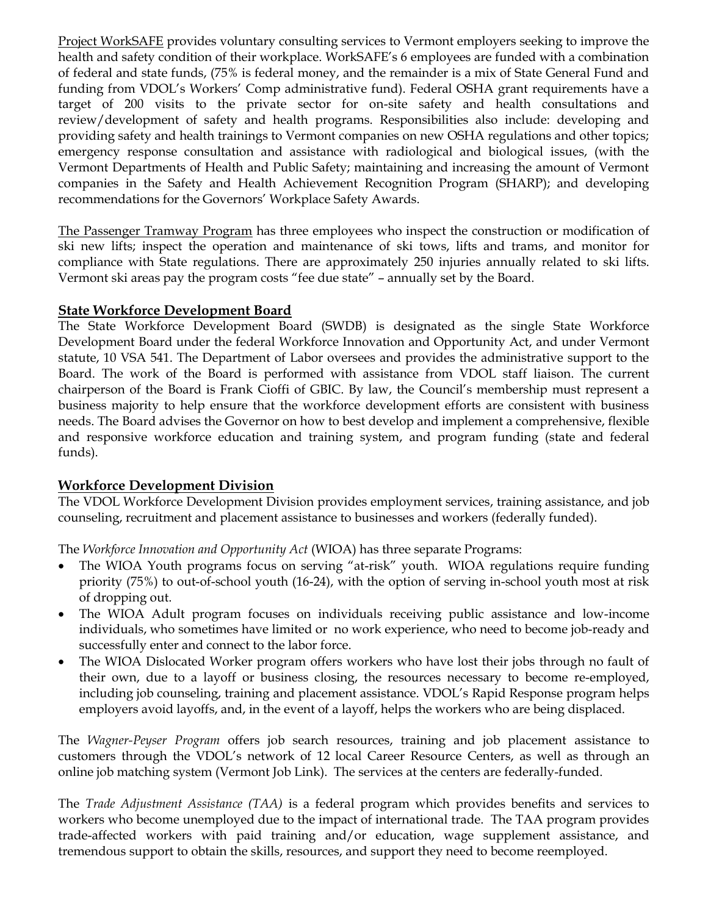Project WorkSAFE provides voluntary consulting services to Vermont employers seeking to improve the health and safety condition of their workplace. WorkSAFE's 6 employees are funded with a combination of federal and state funds, (75% is federal money, and the remainder is a mix of State General Fund and funding from VDOL's Workers' Comp administrative fund). Federal OSHA grant requirements have a target of 200 visits to the private sector for on-site safety and health consultations and review/development of safety and health programs. Responsibilities also include: developing and providing safety and health trainings to Vermont companies on new OSHA regulations and other topics; emergency response consultation and assistance with radiological and biological issues, (with the Vermont Departments of Health and Public Safety; maintaining and increasing the amount of Vermont companies in the Safety and Health Achievement Recognition Program (SHARP); and developing recommendations for the Governors' Workplace Safety Awards.

The Passenger Tramway Program has three employees who inspect the construction or modification of ski new lifts; inspect the operation and maintenance of ski tows, lifts and trams, and monitor for compliance with State regulations. There are approximately 250 injuries annually related to ski lifts. Vermont ski areas pay the program costs "fee due state" – annually set by the Board.

## State Workforce Development Board

The State Workforce Development Board (SWDB) is designated as the single State Workforce Development Board under the federal Workforce Innovation and Opportunity Act, and under Vermont statute, 10 VSA 541. The Department of Labor oversees and provides the administrative support to the Board. The work of the Board is performed with assistance from VDOL staff liaison. The current chairperson of the Board is Frank Cioffi of GBIC. By law, the Council's membership must represent a business majority to help ensure that the workforce development efforts are consistent with business needs. The Board advises the Governor on how to best develop and implement a comprehensive, flexible and responsive workforce education and training system, and program funding (state and federal funds).

## Workforce Development Division

The VDOL Workforce Development Division provides employment services, training assistance, and job counseling, recruitment and placement assistance to businesses and workers (federally funded).

The *Workforce Innovation and Opportunity Act* (WIOA) has three separate Programs:

- The WIOA Youth programs focus on serving "at-risk" youth. WIOA regulations require funding priority (75%) to out-of-school youth (16-24), with the option of serving in-school youth most at risk of dropping out.
- The WIOA Adult program focuses on individuals receiving public assistance and low-income individuals, who sometimes have limited or no work experience, who need to become job-ready and successfully enter and connect to the labor force.
- The WIOA Dislocated Worker program offers workers who have lost their jobs through no fault of their own, due to a layoff or business closing, the resources necessary to become re-employed, including job counseling, training and placement assistance. VDOL's Rapid Response program helps employers avoid layoffs, and, in the event of a layoff, helps the workers who are being displaced.

The *Wagner-Peyser Program* offers job search resources, training and job placement assistance to customers through the VDOL's network of 12 local Career Resource Centers, as well as through an online job matching system (Vermont Job Link). The services at the centers are federally-funded.

The *Trade Adjustment Assistance (TAA)* is a federal program which provides benefits and services to workers who become unemployed due to the impact of international trade. The TAA program provides trade-affected workers with paid training and/or education, wage supplement assistance, and tremendous support to obtain the skills, resources, and support they need to become reemployed.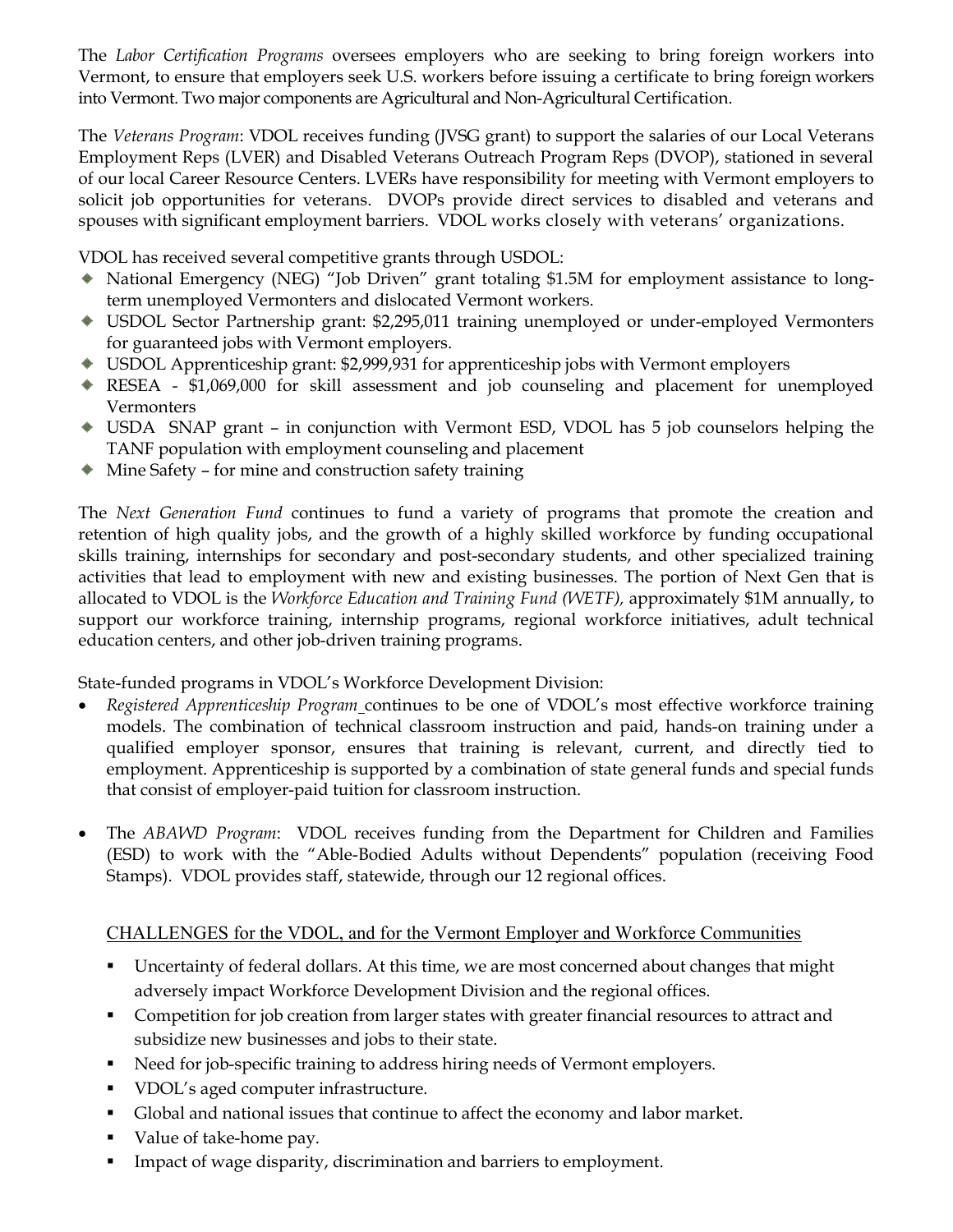The *Labor Certification Programs* oversees employers who are seeking to bring foreign workers into Vermont, to ensure that employers seek U.S. workers before issuing a certificate to bring foreign workers into Vermont. Two major components are Agricultural and Non-Agricultural Certification.

The *Veterans Program*: VDOL receives funding (JVSG grant) to support the salaries of our Local Veterans Employment Reps (LVER) and Disabled Veterans Outreach Program Reps (DVOP), stationed in several of our local Career Resource Centers. LVERs have responsibility for meeting with Vermont employers to solicit job opportunities for veterans. DVOPs provide direct services to disabled and veterans and spouses with significant employment barriers. VDOL works closely with veterans' organizations.

VDOL has received several competitive grants through USDOL:

- National Emergency (NEG) "Job Driven" grant totaling $1.5M for employment assistance to long-term unemployed Vermonters and dislocated Vermont workers.
- USDOL Sector Partnership grant: $2,295,011 training unemployed or under-employed Vermonters for guaranteed jobs with Vermont employers.
- USDOL Apprenticeship grant: $2,999,931 for apprenticeship jobs with Vermont employers
- RESEA - $1,069,000 for skill assessment and job counseling and placement for unemployed Vermonters
- USDA SNAP grant – in conjunction with Vermont ESD, VDOL has 5 job counselors helping the TANF population with employment counseling and placement
- Mine Safety – for mine and construction safety training

The *Next Generation Fund* continues to fund a variety of programs that promote the creation and retention of high quality jobs, and the growth of a highly skilled workforce by funding occupational skills training, internships for secondary and post-secondary students, and other specialized training activities that lead to employment with new and existing businesses. The portion of Next Gen that is allocated to VDOL is the *Workforce Education and Training Fund (WETF),* approximately $1M annually, to support our workforce training, internship programs, regional workforce initiatives, adult technical education centers, and other job-driven training programs.

State-funded programs in VDOL's Workforce Development Division:

- *Registered Apprenticeship Program* continues to be one of VDOL's most effective workforce training models. The combination of technical classroom instruction and paid, hands-on training under a qualified employer sponsor, ensures that training is relevant, current, and directly tied to employment. Apprenticeship is supported by a combination of state general funds and special funds that consist of employer-paid tuition for classroom instruction.

- The *ABAWD Program*: VDOL receives funding from the Department for Children and Families (ESD) to work with the "Able-Bodied Adults without Dependents" population (receiving Food Stamps). VDOL provides staff, statewide, through our 12 regional offices.

CHALLENGES for the VDOL, and for the Vermont Employer and Workforce Communities

- Uncertainty of federal dollars. At this time, we are most concerned about changes that might adversely impact Workforce Development Division and the regional offices.
- Competition for job creation from larger states with greater financial resources to attract and subsidize new businesses and jobs to their state.
- Need for job-specific training to address hiring needs of Vermont employers.
- VDOL's aged computer infrastructure.
- Global and national issues that continue to affect the economy and labor market.
- Value of take-home pay.
- Impact of wage disparity, discrimination and barriers to employment.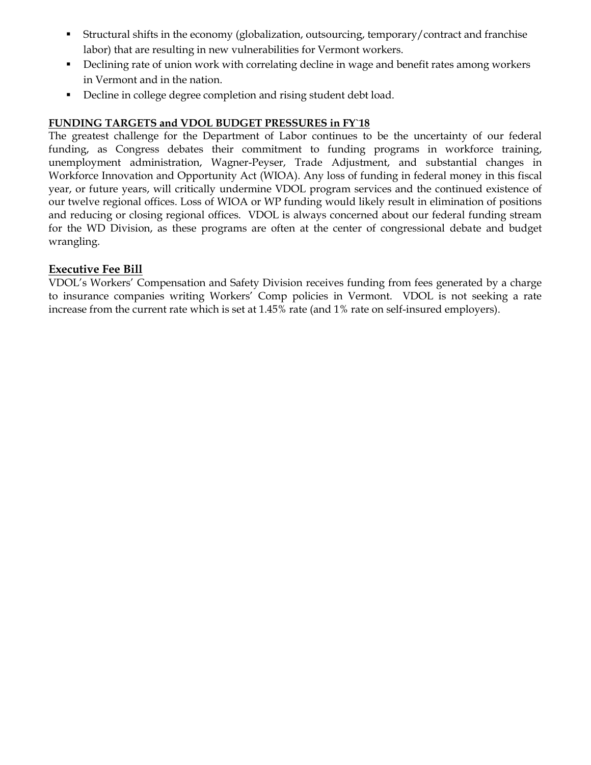- Structural shifts in the economy (globalization, outsourcing, temporary/contract and franchise labor) that are resulting in new vulnerabilities for Vermont workers.
- Declining rate of union work with correlating decline in wage and benefit rates among workers in Vermont and in the nation.
- Decline in college degree completion and rising student debt load.

**FUNDING TARGETS and VDOL BUDGET PRESSURES in FY`18**

The greatest challenge for the Department of Labor continues to be the uncertainty of our federal funding, as Congress debates their commitment to funding programs in workforce training, unemployment administration, Wagner-Peyser, Trade Adjustment, and substantial changes in Workforce Innovation and Opportunity Act (WIOA). Any loss of funding in federal money in this fiscal year, or future years, will critically undermine VDOL program services and the continued existence of our twelve regional offices. Loss of WIOA or WP funding would likely result in elimination of positions and reducing or closing regional offices. VDOL is always concerned about our federal funding stream for the WD Division, as these programs are often at the center of congressional debate and budget wrangling.

## Executive Fee Bill

VDOL's Workers' Compensation and Safety Division receives funding from fees generated by a charge to insurance companies writing Workers' Comp policies in Vermont. VDOL is not seeking a rate increase from the current rate which is set at 1.45% rate (and 1% rate on self-insured employers).